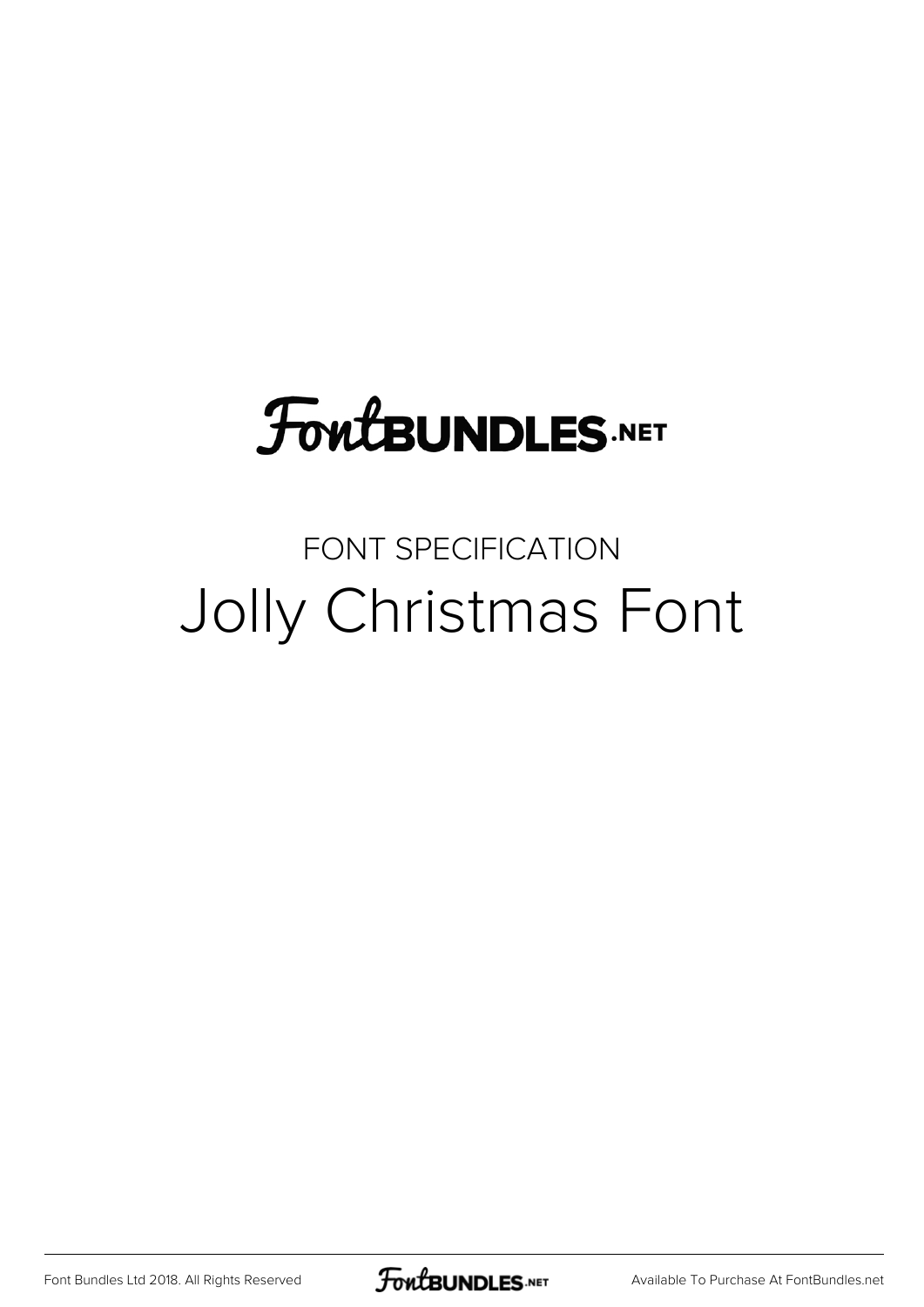FontBUNDLES.NET

FONT SPECIFICATION

# Jolly Christmas Font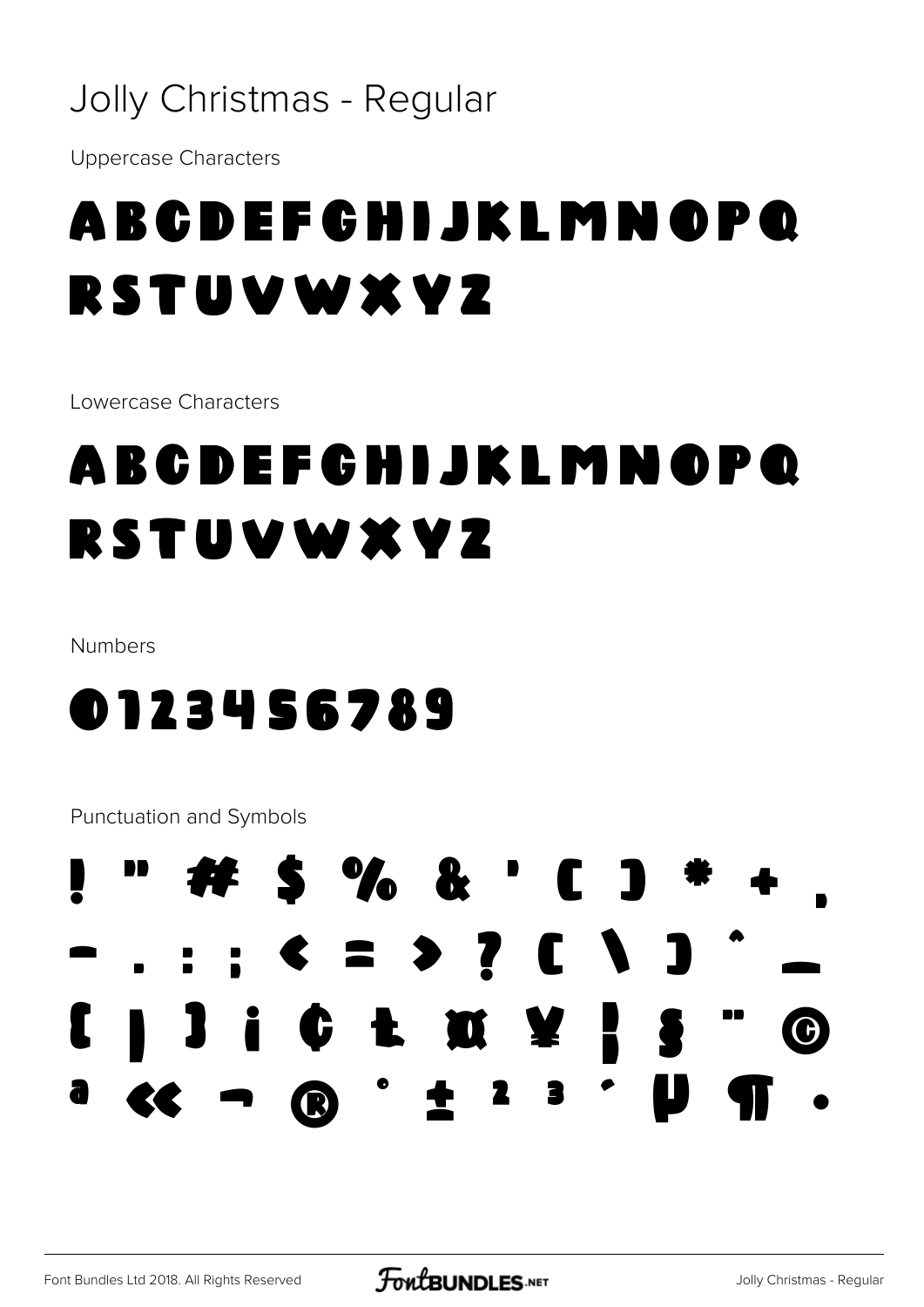# Jolly Christmas - Regular

Uppercase Characters

ABCDEFGHIJKLMNOPQ
RSTUVWXYZ

Lowercase Characters

ABCDEFGHIJKLMNOPQ
RSTUVWXYZ

Numbers

0123456789

Punctuation and Symbols

! " # $ % & ' ( ) * + ,
- . : ; < = > ? [ \ ] ^ _
{ | } ¡ ¢ £ ¤ ¥ ¦ § ¨ ©
ª « ¬ ® ° ± ² ³ ´ µ ¶ ·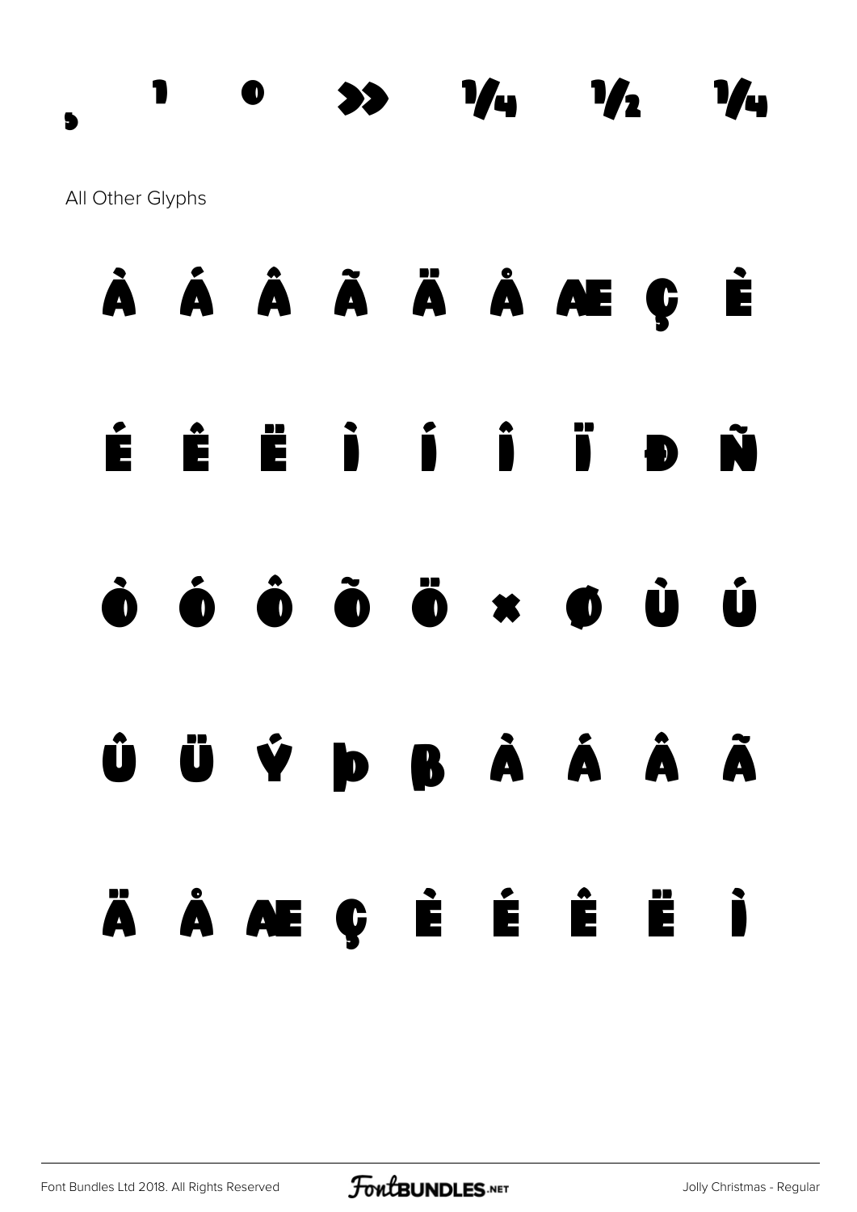¸ ¹ º » ¼ ½ ¾

All Other Glyphs

À Á Â Ã Ä Å Æ Ç È

É Ê Ë Ì Í Î Ï Ð Ñ

Ò Ó Ô Õ Ö × Ø Ù Ú

Û Ü Ý Þ ß à á â ã

ä å æ ç è é ê ë ì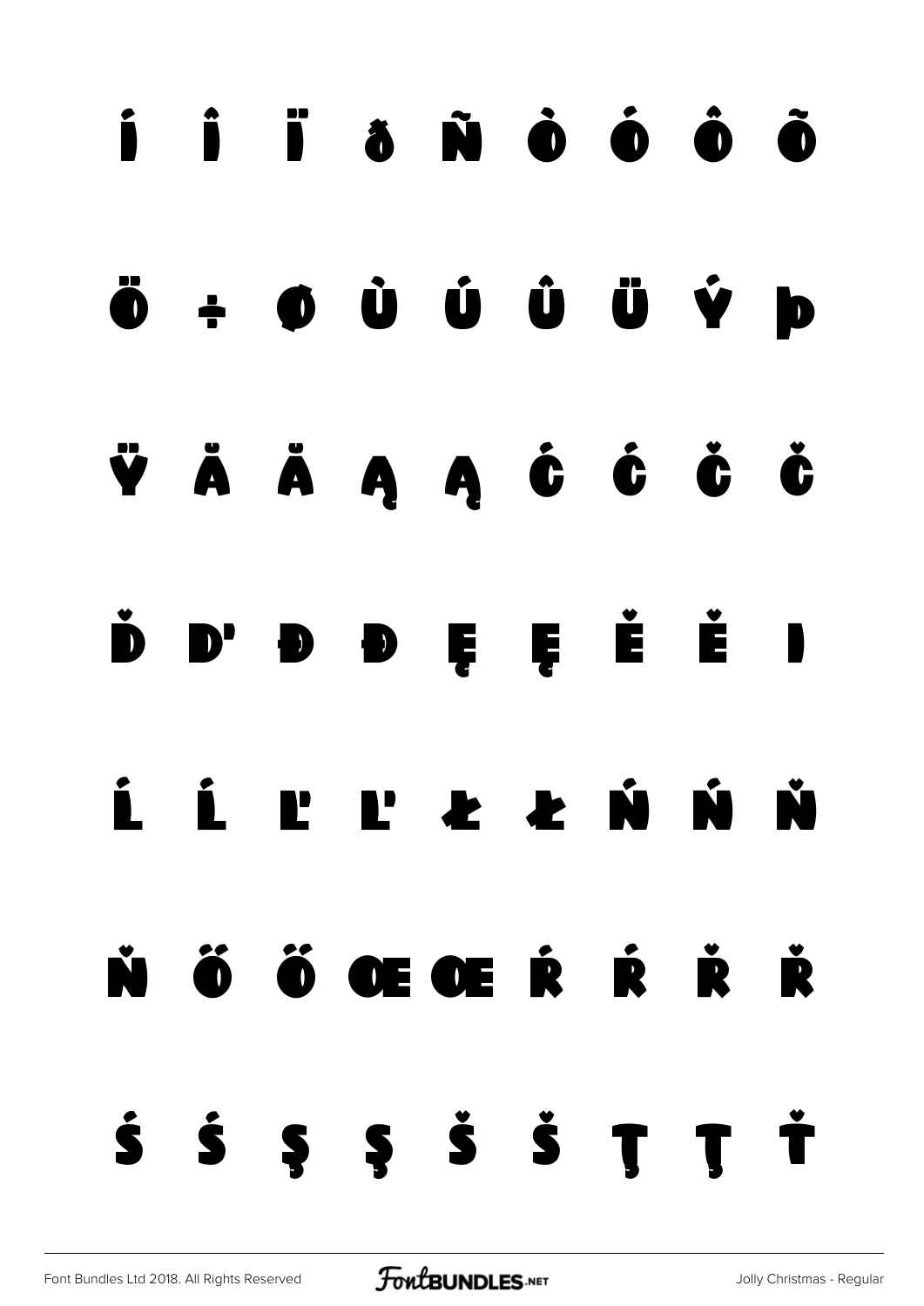Í Î Ï ð Ñ Ò Ó Ô Õ

Ö ÷ Ø Ù Ú Û Ü Ý þ

Ÿ Ă ă Ą ą Ć ć Č č

Ď ď Đ đ Ę ę Ě ě ı

Ĺ ĺ Ľ ľ Ł ł Ń ń Ň

ň Ő ő Œ œ Ŕ ŕ Ř ř

Ś ś Ş ş Š š Ţ ţ Ť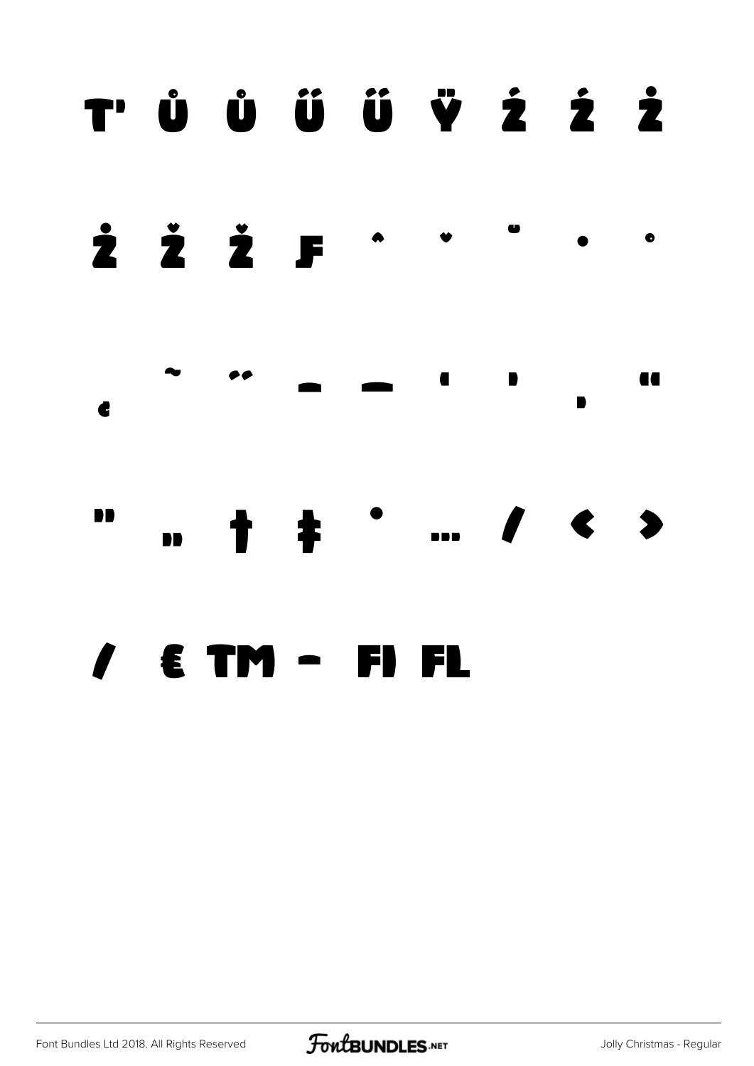Ť Ů ů Ű ű Ÿ Ź ź Ż

ż Ž ž ƒ ˆ ˇ ˘ ˙ ˚

˛ ˜ ˝ – — ' ' ‚ "

" „ † ‡ • … ⁄ ‹ ›

⁄ € ™ − ﬁ ﬂ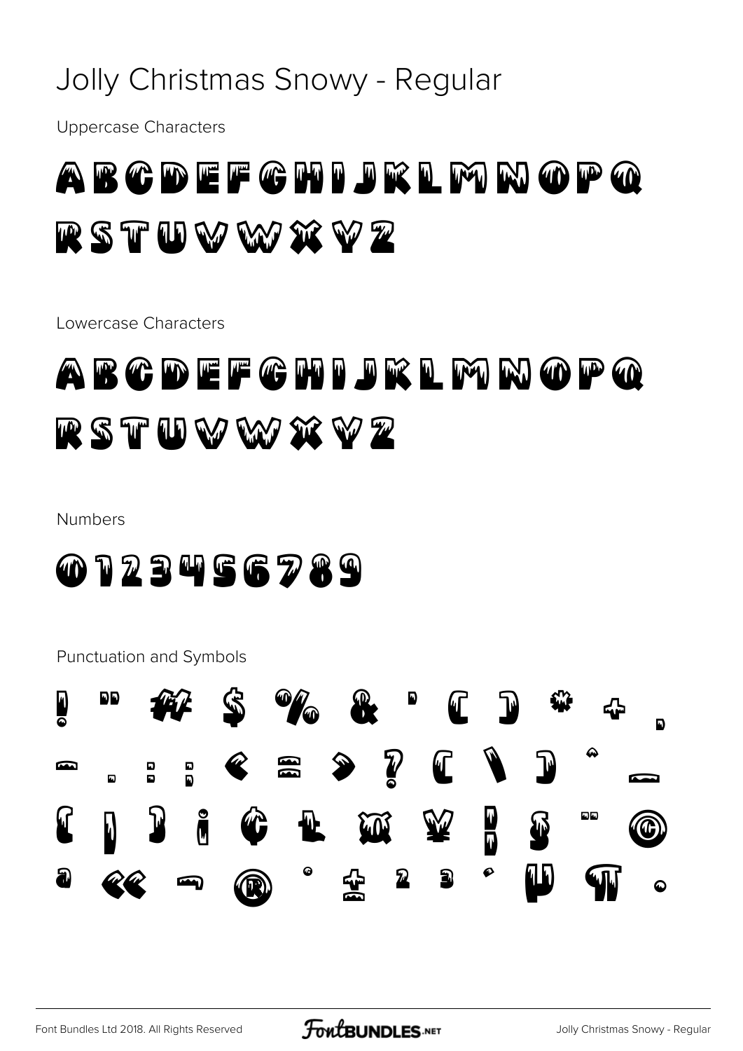# Jolly Christmas Snowy - Regular

Uppercase Characters

ABCDEFGHIJKLMNOPQ
RSTUVWXYZ

Lowercase Characters

ABCDEFGHIJKLMNOPQ
RSTUVWXYZ

Numbers

0123456789

Punctuation and Symbols

! " # $ % & ' ( ) * + ,
- . : ; < = > ? [ \ ] ^ _
{ | } ¡ ¢ £ ¤ ¥ ¦ § ¨ ©
ª « ¬ ® ° ± ² ³ ´ µ ¶ ·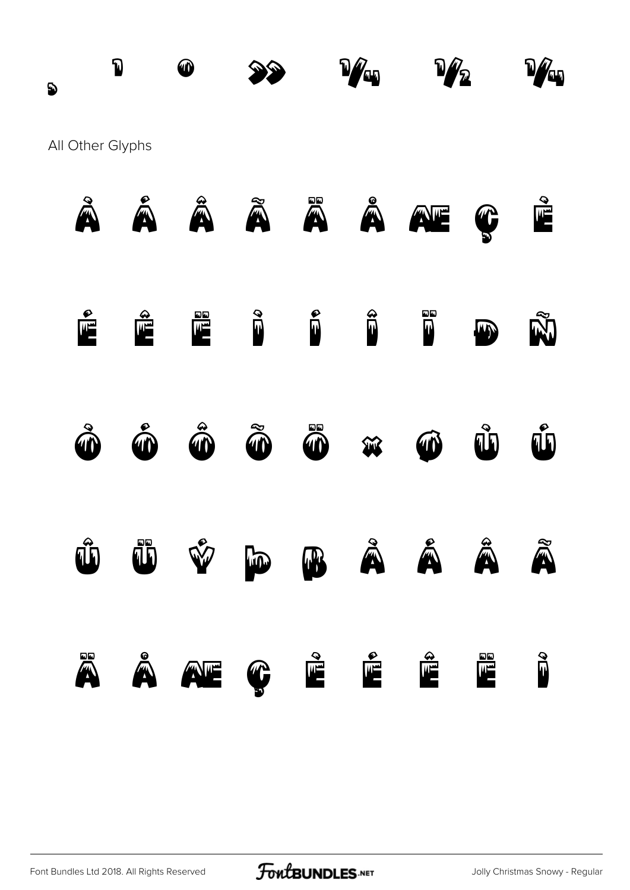¸ ¹ º » ¼ ½ ¾

All Other Glyphs

À Á Â Ã Ä Å Æ Ç È

É Ê Ë Ì Í Î Ï Ð Ñ

Ò Ó Ô Õ Ö × Ø Ù Ú

Û Ü Ý Þ ß à á â ã

ä å æ ç è é ê ë ì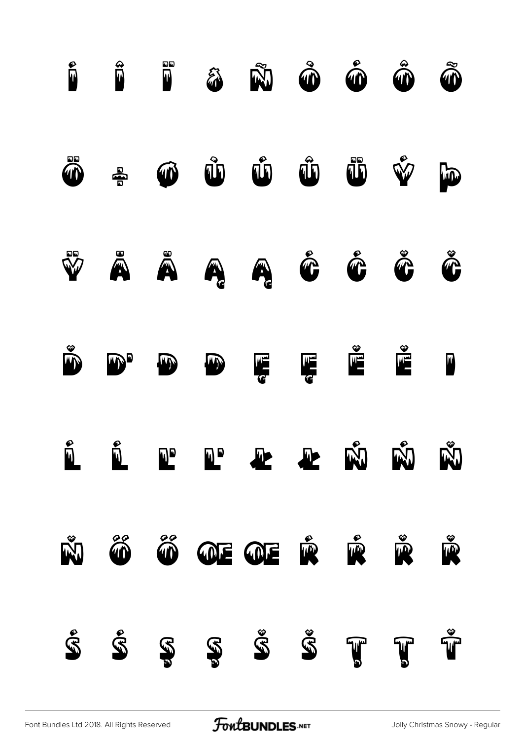í î ï ð ñ ò ó ô õ

ö ÷ ø ù ú û ü ý þ

ÿ Ā ā Ą ą Ć ć Č č

Ď ď Đ đ Ę ę Ě ě ı

Ĺ ĺ Ľ ľ Ł ł Ń ń Ň

ň Ő ő Œ œ Ŕ ŕ Ř ř

Ś ś Ş ş Š š Ţ ţ Ť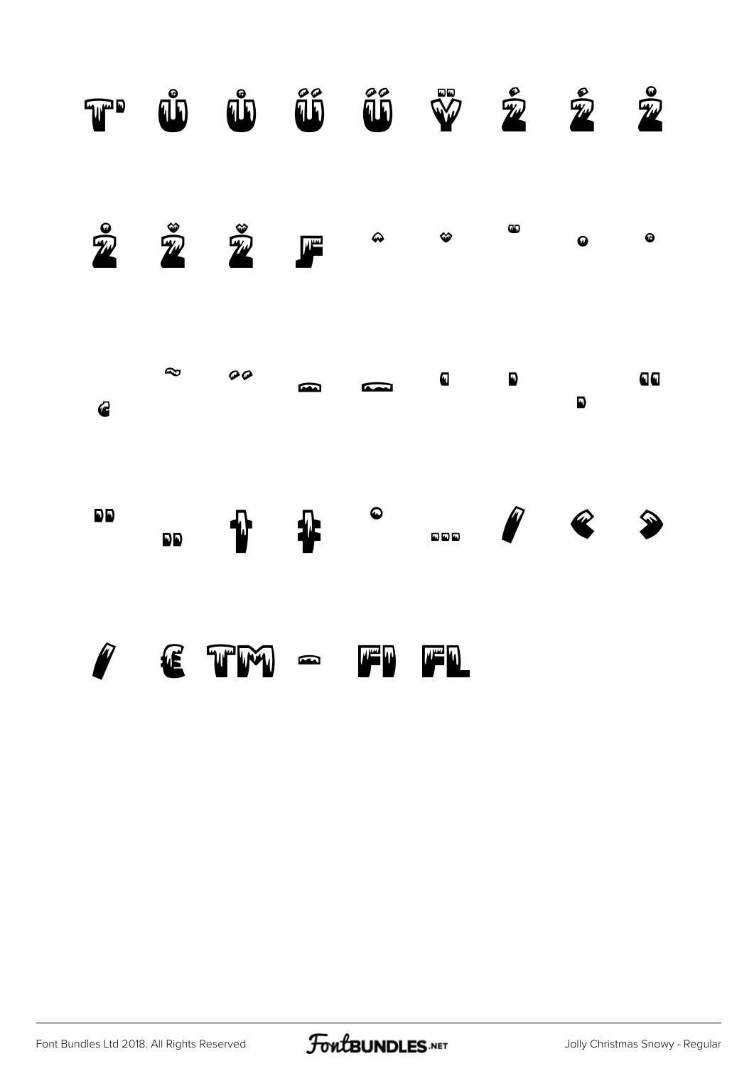Ť Ů ů Ű ű Ÿ Ź ź Ż

ż Ž ž ƒ ˆ ˇ ˘ ˙ ˚

˛ ˜ ˝ – — ' ' ‚ "

" „ † ‡ • … ‰ ‹ ›

⁄ € ™ − ﬁ ﬂ